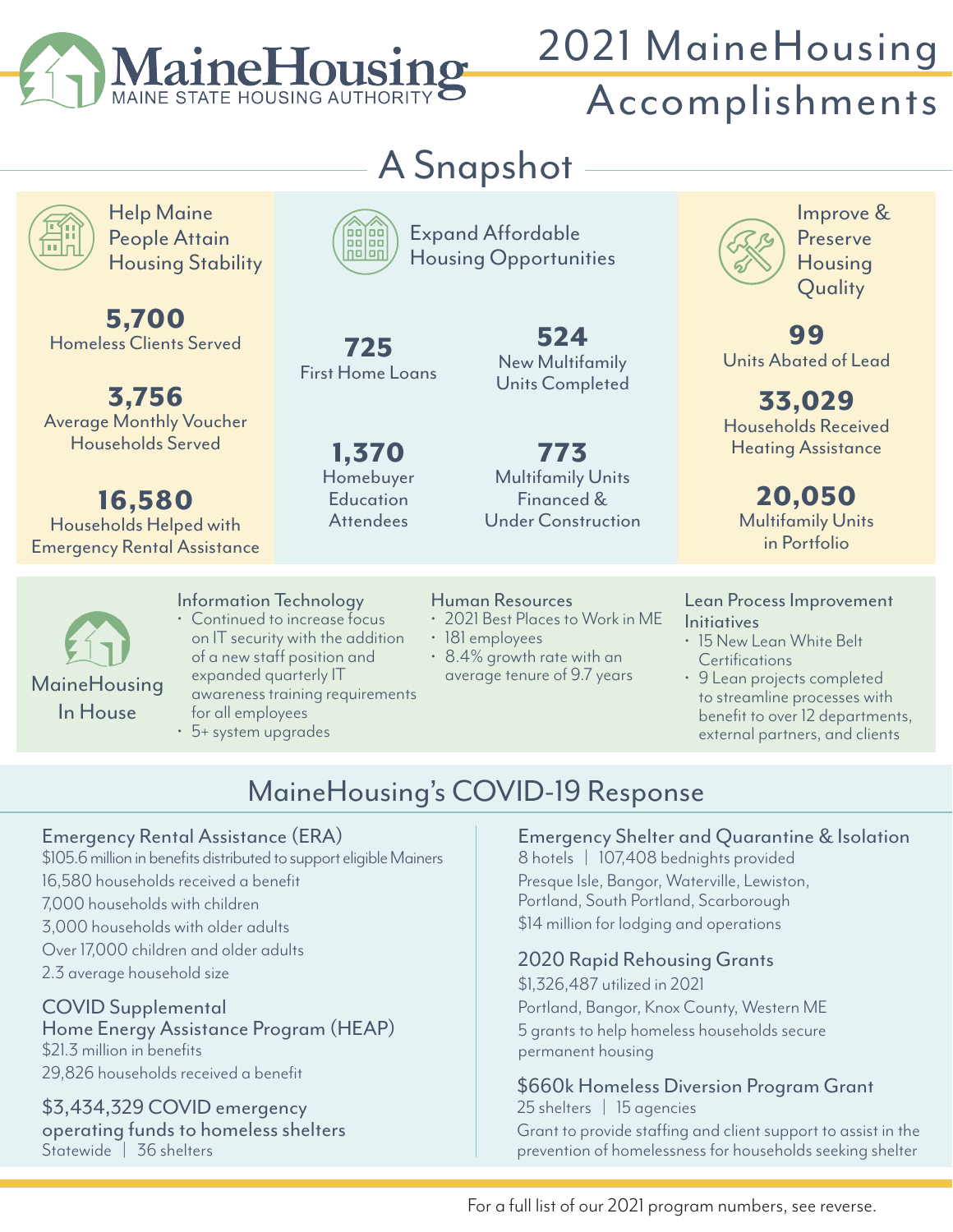# MaineHousing
MAINE STATE HOUSING AUTHORITY

# 2021 MaineHousing Accomplishments

## A Snapshot

### Help Maine People Attain Housing Stability

**5,700**
Homeless Clients Served

**3,756**
Average Monthly Voucher Households Served

**16,580**
Households Helped with Emergency Rental Assistance

### Expand Affordable Housing Opportunities

**725**
First Home Loans

**524**
New Multifamily Units Completed

**1,370**
Homebuyer Education Attendees

**773**
Multifamily Units Financed & Under Construction

### Improve & Preserve Housing Quality

**99**
Units Abated of Lead

**33,029**
Households Received Heating Assistance

**20,050**
Multifamily Units in Portfolio

### MaineHousing In House

**Information Technology**
- Continued to increase focus on IT security with the addition of a new staff position and expanded quarterly IT awareness training requirements for all employees
- 5+ system upgrades

**Human Resources**
- 2021 Best Places to Work in ME
- 181 employees
- 8.4% growth rate with an average tenure of 9.7 years

**Lean Process Improvement Initiatives**
- 15 New Lean White Belt Certifications
- 9 Lean projects completed to streamline processes with benefit to over 12 departments, external partners, and clients

## MaineHousing's COVID-19 Response

### Emergency Rental Assistance (ERA)
$105.6 million in benefits distributed to support eligible Mainers
16,580 households received a benefit
7,000 households with children
3,000 households with older adults
Over 17,000 children and older adults
2.3 average household size

### COVID Supplemental Home Energy Assistance Program (HEAP)
$21.3 million in benefits
29,826 households received a benefit

### $3,434,329 COVID emergency operating funds to homeless shelters
Statewide | 36 shelters

### Emergency Shelter and Quarantine & Isolation
8 hotels | 107,408 bednights provided
Presque Isle, Bangor, Waterville, Lewiston, Portland, South Portland, Scarborough
$14 million for lodging and operations

### 2020 Rapid Rehousing Grants
$1,326,487 utilized in 2021
Portland, Bangor, Knox County, Western ME
5 grants to help homeless households secure permanent housing

### $660k Homeless Diversion Program Grant
25 shelters | 15 agencies
Grant to provide staffing and client support to assist in the prevention of homelessness for households seeking shelter

For a full list of our 2021 program numbers, see reverse.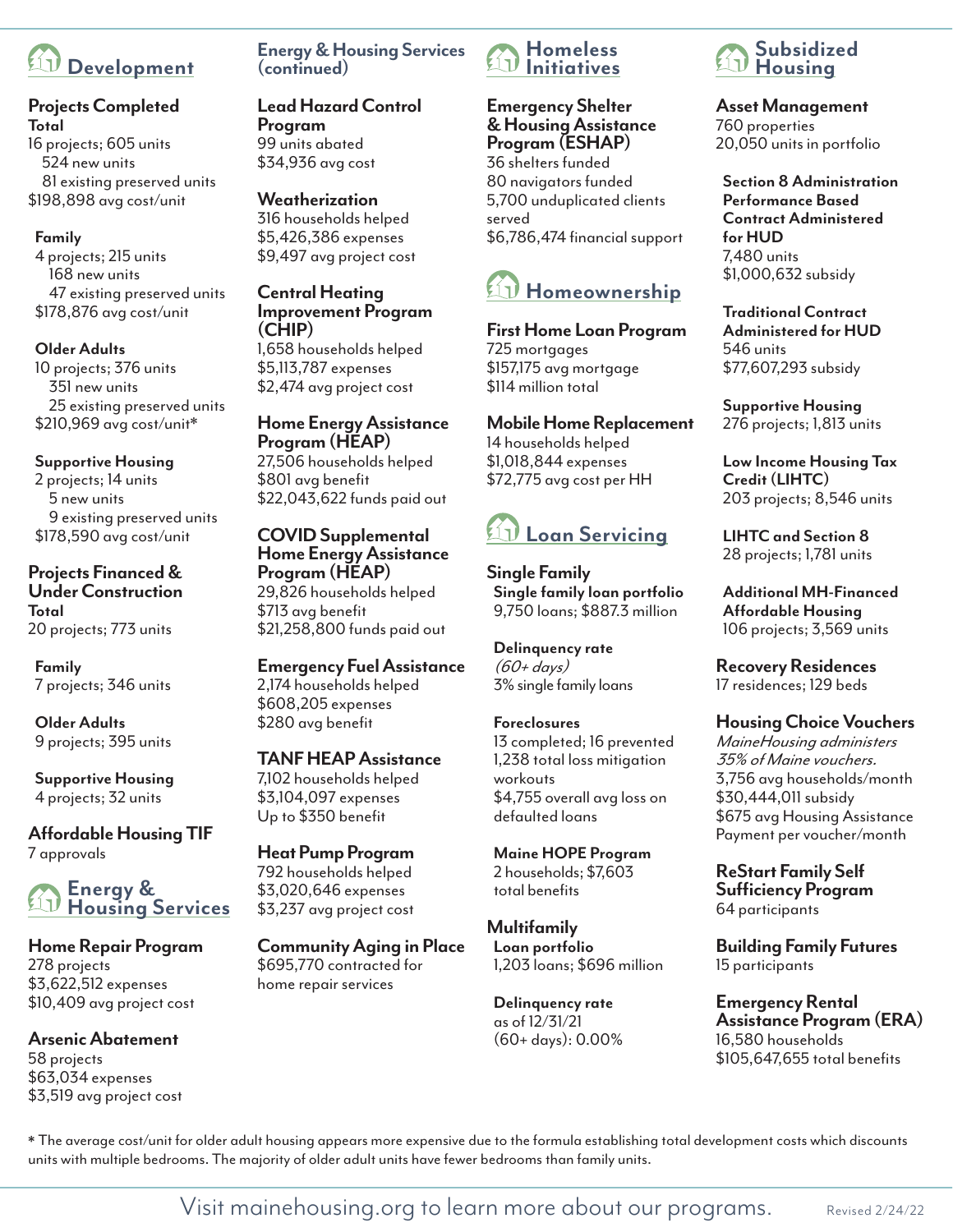## Development

### Projects Completed

**Total**
16 projects; 605 units
524 new units
81 existing preserved units
$198,898 avg cost/unit

**Family**
4 projects; 215 units
168 new units
47 existing preserved units
$178,876 avg cost/unit

**Older Adults**
10 projects; 376 units
351 new units
25 existing preserved units
$210,969 avg cost/unit*

**Supportive Housing**
2 projects; 14 units
5 new units
9 existing preserved units
$178,590 avg cost/unit

### Projects Financed & Under Construction

**Total**
20 projects; 773 units

**Family**
7 projects; 346 units

**Older Adults**
9 projects; 395 units

**Supportive Housing**
4 projects; 32 units

### Affordable Housing TIF

7 approvals

## Energy & Housing Services

### Home Repair Program

278 projects
$3,622,512 expenses
$10,409 avg project cost

### Arsenic Abatement

58 projects
$63,034 expenses
$3,519 avg project cost

## Energy & Housing Services (continued)

### Lead Hazard Control Program

99 units abated
$34,936 avg cost

### Weatherization

316 households helped
$5,426,386 expenses
$9,497 avg project cost

### Central Heating Improvement Program (CHIP)

1,658 households helped
$5,113,787 expenses
$2,474 avg project cost

### Home Energy Assistance Program (HEAP)

27,506 households helped
$801 avg benefit
$22,043,622 funds paid out

### COVID Supplemental Home Energy Assistance Program (HEAP)

29,826 households helped
$713 avg benefit
$21,258,800 funds paid out

### Emergency Fuel Assistance

2,174 households helped
$608,205 expenses
$280 avg benefit

### TANF HEAP Assistance

7,102 households helped
$3,104,097 expenses
Up to $350 benefit

### Heat Pump Program

792 households helped
$3,020,646 expenses
$3,237 avg project cost

### Community Aging in Place

$695,770 contracted for home repair services

## Homeless Initiatives

### Emergency Shelter & Housing Assistance Program (ESHAP)

36 shelters funded
80 navigators funded
5,700 unduplicated clients served
$6,786,474 financial support

## Homeownership

### First Home Loan Program

725 mortgages
$157,175 avg mortgage
$114 million total

### Mobile Home Replacement

14 households helped
$1,018,844 expenses
$72,775 avg cost per HH

## Loan Servicing

### Single Family

**Single family loan portfolio**
9,750 loans; $887.3 million

**Delinquency rate**
*(60+ days)*
3% single family loans

**Foreclosures**
13 completed; 16 prevented
1,238 total loss mitigation workouts
$4,755 overall avg loss on defaulted loans

**Maine HOPE Program**
2 households; $7,603 total benefits

### Multifamily

**Loan portfolio**
1,203 loans; $696 million

**Delinquency rate**
as of 12/31/21
(60+ days): 0.00%

## Subsidized Housing

### Asset Management

760 properties
20,050 units in portfolio

**Section 8 Administration Performance Based Contract Administered for HUD**
7,480 units
$1,000,632 subsidy

**Traditional Contract Administered for HUD**
546 units
$77,607,293 subsidy

**Supportive Housing**
276 projects; 1,813 units

**Low Income Housing Tax Credit (LIHTC)**
203 projects; 8,546 units

**LIHTC and Section 8**
28 projects; 1,781 units

**Additional MH-Financed Affordable Housing**
106 projects; 3,569 units

### Recovery Residences

17 residences; 129 beds

### Housing Choice Vouchers

*MaineHousing administers 35% of Maine vouchers.*
3,756 avg households/month
$30,444,011 subsidy
$675 avg Housing Assistance Payment per voucher/month

### ReStart Family Self Sufficiency Program

64 participants

### Building Family Futures

15 participants

### Emergency Rental Assistance Program (ERA)

16,580 households
$105,647,655 total benefits

* The average cost/unit for older adult housing appears more expensive due to the formula establishing total development costs which discounts units with multiple bedrooms. The majority of older adult units have fewer bedrooms than family units.

Visit mainehousing.org to learn more about our programs.

Revised 2/24/22